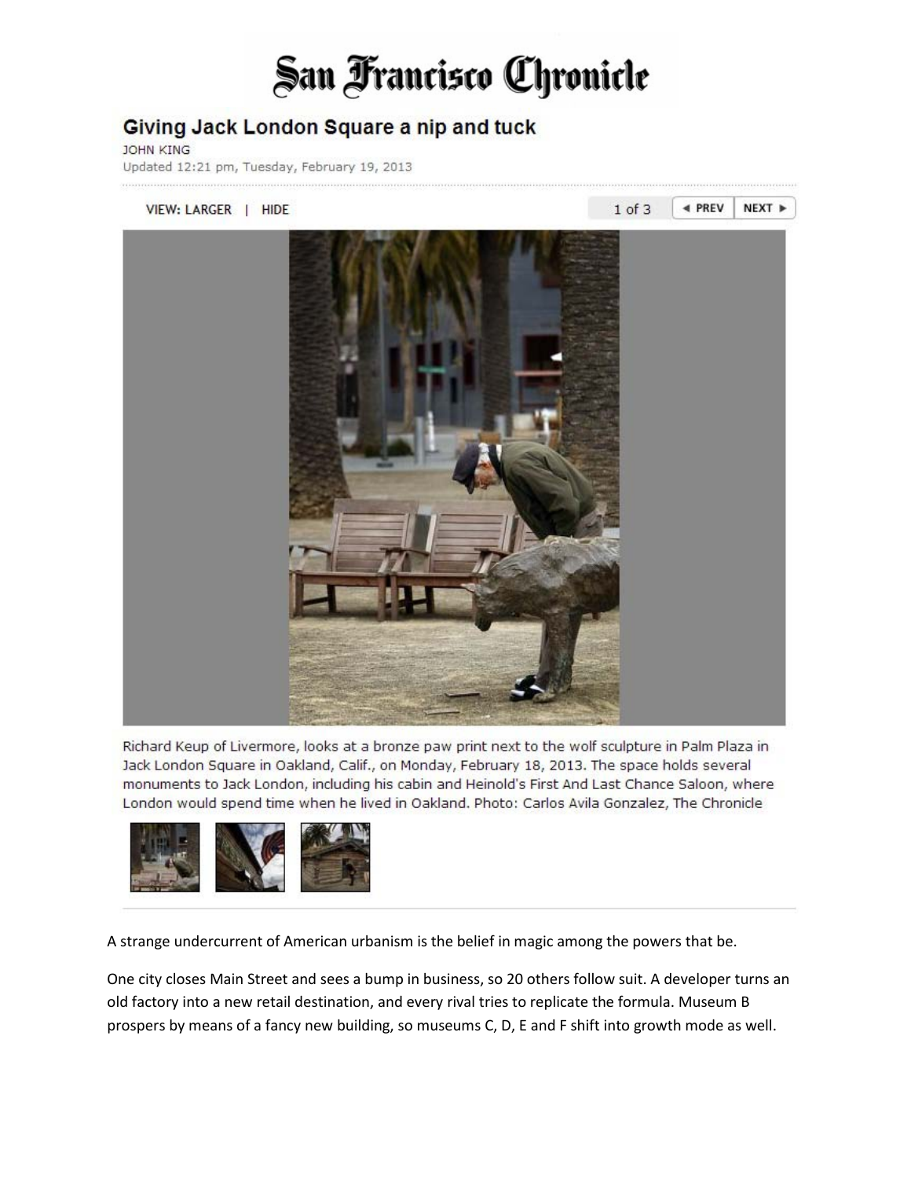# San Francisco Chronicle

## Giving Jack London Square a nip and tuck

JOHN KING

Updated 12:21 pm, Tuesday, February 19, 2013

VIEW: LARGER | HIDE

Richard Keup of Livermore, looks at a bronze paw print next to the wolf sculpture in Palm Plaza in Jack London Square in Oakland, Calif., on Monday, February 18, 2013. The space holds several monuments to Jack London, including his cabin and Heinold's First And Last Chance Saloon, where London would spend time when he lived in Oakland. Photo: Carlos Avila Gonzalez, The Chronicle

A strange undercurrent of American urbanism is the belief in magic among the powers that be.

One city closes Main Street and sees a bump in business, so 20 others follow suit. A developer turns an old factory into a new retail destination, and every rival tries to replicate the formula. Museum B prospers by means of a fancy new building, so museums C, D, E and F shift into growth mode as well.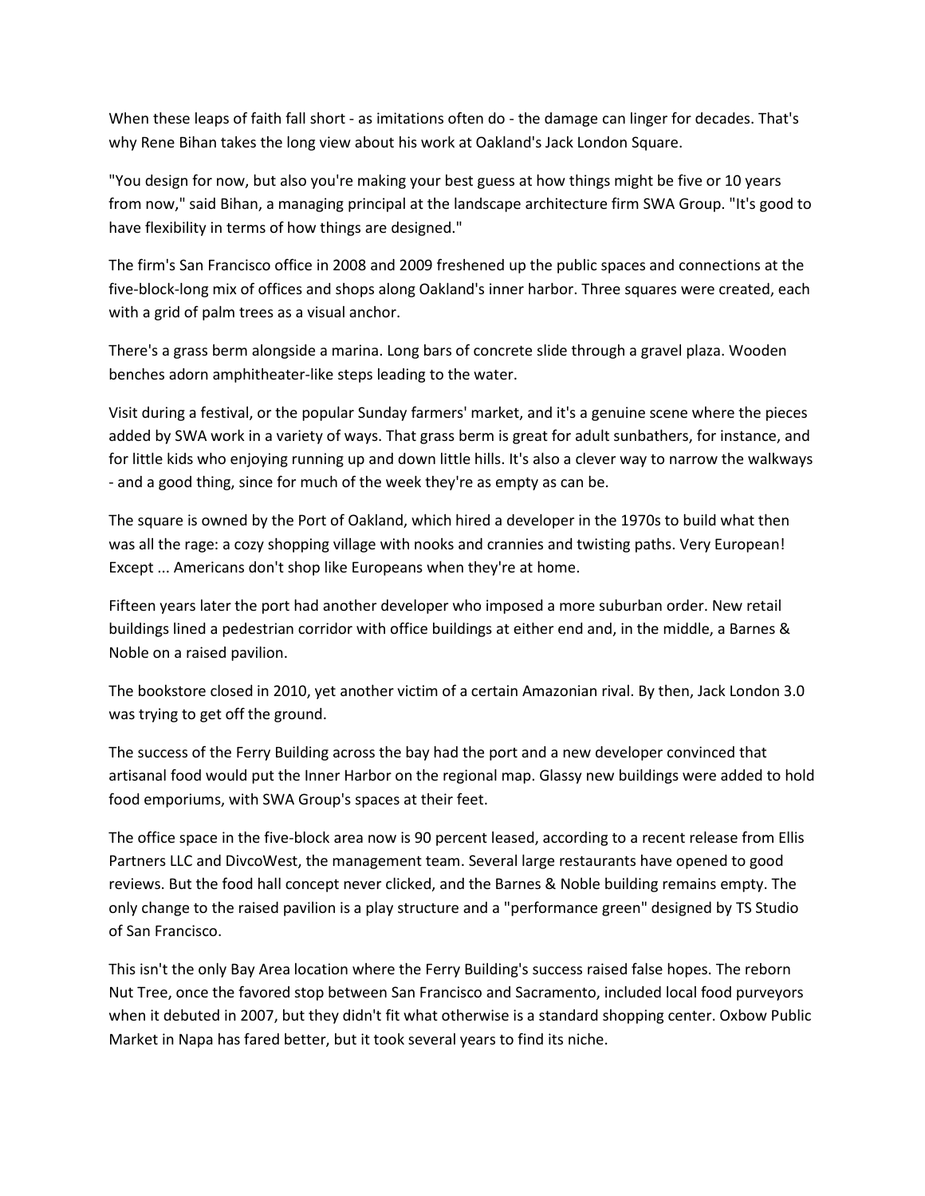When these leaps of faith fall short - as imitations often do - the damage can linger for decades. That's why Rene Bihan takes the long view about his work at Oakland's Jack London Square.

"You design for now, but also you're making your best guess at how things might be five or 10 years from now," said Bihan, a managing principal at the landscape architecture firm SWA Group. "It's good to have flexibility in terms of how things are designed."

The firm's San Francisco office in 2008 and 2009 freshened up the public spaces and connections at the five-block-long mix of offices and shops along Oakland's inner harbor. Three squares were created, each with a grid of palm trees as a visual anchor.

There's a grass berm alongside a marina. Long bars of concrete slide through a gravel plaza. Wooden benches adorn amphitheater-like steps leading to the water.

Visit during a festival, or the popular Sunday farmers' market, and it's a genuine scene where the pieces added by SWA work in a variety of ways. That grass berm is great for adult sunbathers, for instance, and for little kids who enjoying running up and down little hills. It's also a clever way to narrow the walkways - and a good thing, since for much of the week they're as empty as can be.

The square is owned by the Port of Oakland, which hired a developer in the 1970s to build what then was all the rage: a cozy shopping village with nooks and crannies and twisting paths. Very European! Except ... Americans don't shop like Europeans when they're at home.

Fifteen years later the port had another developer who imposed a more suburban order. New retail buildings lined a pedestrian corridor with office buildings at either end and, in the middle, a Barnes & Noble on a raised pavilion.

The bookstore closed in 2010, yet another victim of a certain Amazonian rival. By then, Jack London 3.0 was trying to get off the ground.

The success of the Ferry Building across the bay had the port and a new developer convinced that artisanal food would put the Inner Harbor on the regional map. Glassy new buildings were added to hold food emporiums, with SWA Group's spaces at their feet.

The office space in the five-block area now is 90 percent leased, according to a recent release from Ellis Partners LLC and DivcoWest, the management team. Several large restaurants have opened to good reviews. But the food hall concept never clicked, and the Barnes & Noble building remains empty. The only change to the raised pavilion is a play structure and a "performance green" designed by TS Studio of San Francisco.

This isn't the only Bay Area location where the Ferry Building's success raised false hopes. The reborn Nut Tree, once the favored stop between San Francisco and Sacramento, included local food purveyors when it debuted in 2007, but they didn't fit what otherwise is a standard shopping center. Oxbow Public Market in Napa has fared better, but it took several years to find its niche.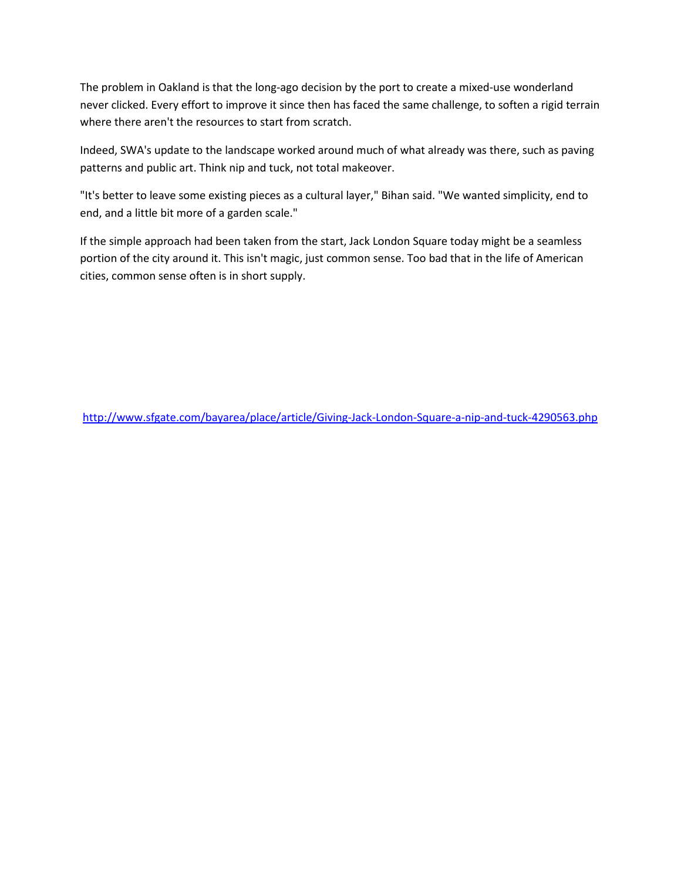The problem in Oakland is that the long-ago decision by the port to create a mixed-use wonderland never clicked. Every effort to improve it since then has faced the same challenge, to soften a rigid terrain where there aren't the resources to start from scratch.

Indeed, SWA's update to the landscape worked around much of what already was there, such as paving patterns and public art. Think nip and tuck, not total makeover.

"It's better to leave some existing pieces as a cultural layer," Bihan said. "We wanted simplicity, end to end, and a little bit more of a garden scale."

If the simple approach had been taken from the start, Jack London Square today might be a seamless portion of the city around it. This isn't magic, just common sense. Too bad that in the life of American cities, common sense often is in short supply.

http://www.sfgate.com/bayarea/place/article/Giving-Jack-London-Square-a-nip-and-tuck-4290563.php